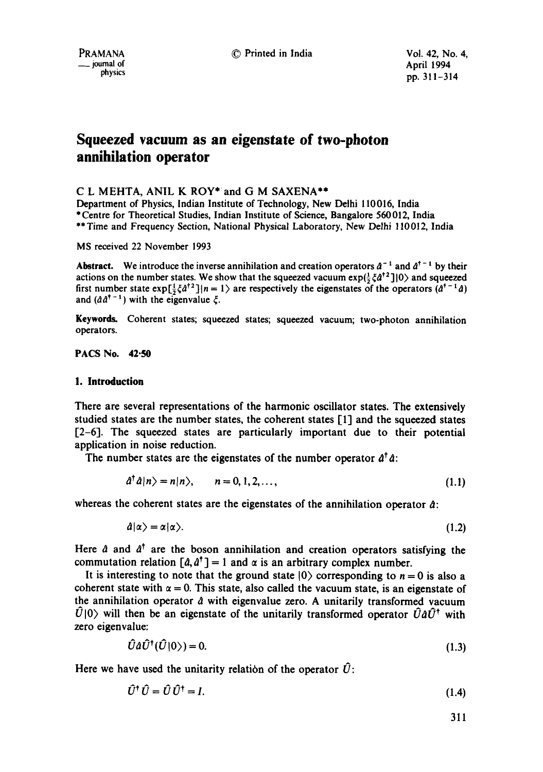# Squeezed vacuum as an eigenstate of two-photon annihilation operator

C L MEHTA, ANIL K ROY* and G M SAXENA**

Department of Physics, Indian Institute of Technology, New Delhi 110016, India

*Centre for Theoretical Studies, Indian Institute of Science, Bangalore 560012, India

**Time and Frequency Section, National Physical Laboratory, New Delhi 110012, India

MS received 22 November 1993

**Abstract.** We introduce the inverse annihilation and creation operators $\hat{a}^{-1}$ and $\hat{a}^{\dagger -1}$ by their actions on the number states. We show that the squeezed vacuum $\exp(\frac{1}{2}\xi\hat{a}^{\dagger 2})|0\rangle$ and squeezed first number state $\exp[\frac{1}{2}\xi\hat{a}^{\dagger 2}]|n=1\rangle$ are respectively the eigenstates of the operators $(\hat{a}^{\dagger -1}\hat{a})$ and $(\hat{a}\hat{a}^{\dagger -1})$ with the eigenvalue $\xi$.

**Keywords.** Coherent states; squeezed states; squeezed vacuum; two-photon annihilation operators.

**PACS No. 42·50**

## 1. Introduction

There are several representations of the harmonic oscillator states. The extensively studied states are the number states, the coherent states [1] and the squeezed states [2–6]. The squeezed states are particularly important due to their potential application in noise reduction.

The number states are the eigenstates of the number operator $\hat{a}^\dagger\hat{a}$:

$$\hat{a}^\dagger\hat{a}|n\rangle = n|n\rangle, \qquad n = 0, 1, 2, \ldots, \tag{1.1}$$

whereas the coherent states are the eigenstates of the annihilation operator $\hat{a}$:

$$\hat{a}|\alpha\rangle = \alpha|\alpha\rangle. \tag{1.2}$$

Here $\hat{a}$ and $\hat{a}^\dagger$ are the boson annihilation and creation operators satisfying the commutation relation $[\hat{a}, \hat{a}^\dagger] = 1$ and $\alpha$ is an arbitrary complex number.

It is interesting to note that the ground state $|0\rangle$ corresponding to $n = 0$ is also a coherent state with $\alpha = 0$. This state, also called the vacuum state, is an eigenstate of the annihilation operator $\hat{a}$ with eigenvalue zero. A unitarily transformed vacuum $\hat{U}|0\rangle$ will then be an eigenstate of the unitarily transformed operator $\hat{U}\hat{a}\hat{U}^\dagger$ with zero eigenvalue:

$$\hat{U}\hat{a}\hat{U}^\dagger(\hat{U}|0\rangle) = 0. \tag{1.3}$$

Here we have used the unitarity relation of the operator $\hat{U}$:

$$\hat{U}^\dagger\hat{U} = \hat{U}\hat{U}^\dagger = I. \tag{1.4}$$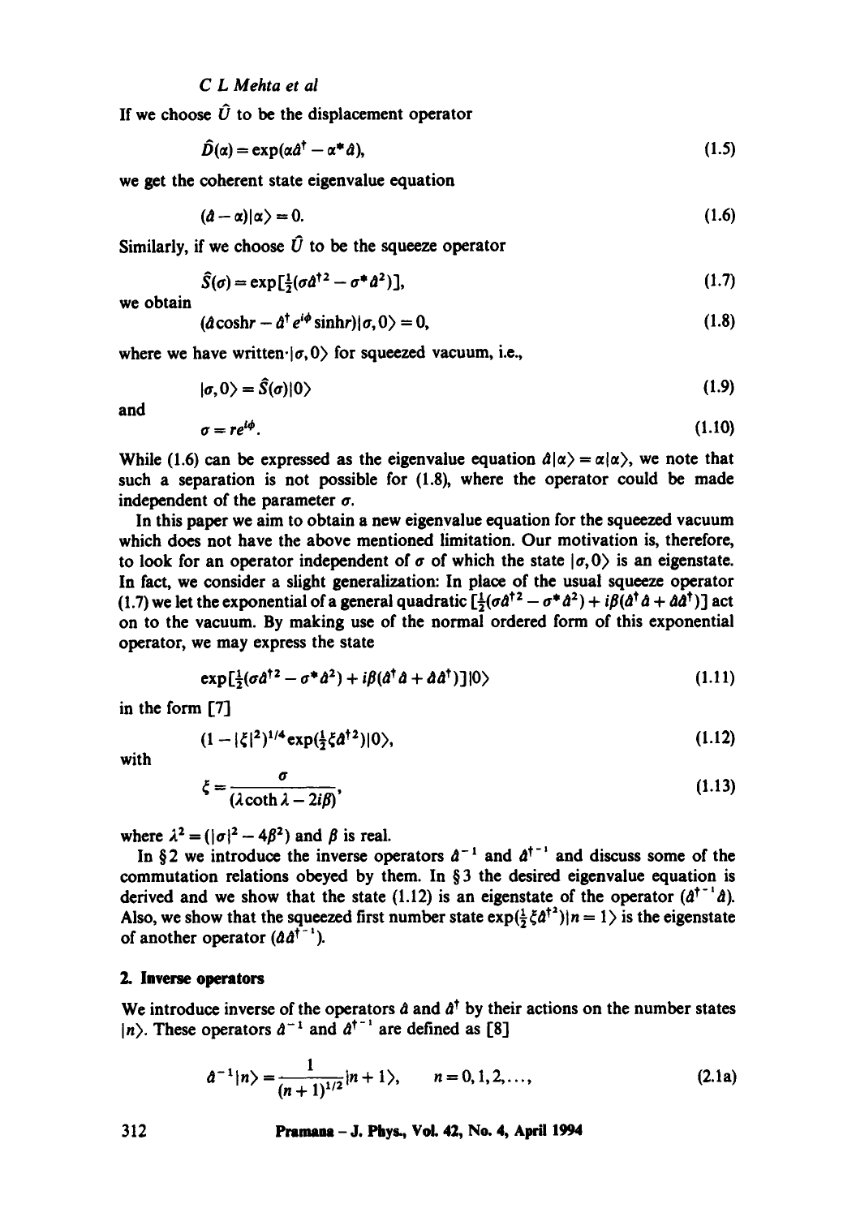If we choose $\hat{U}$ to be the displacement operator

$$\hat{D}(\alpha) = \exp(\alpha \hat{a}^\dagger - \alpha^* \hat{a}), \tag{1.5}$$

we get the coherent state eigenvalue equation

$$(\hat{a} - \alpha)|\alpha\rangle = 0. \tag{1.6}$$

Similarly, if we choose $\hat{U}$ to be the squeeze operator

$$\hat{S}(\sigma) = \exp[\tfrac{1}{2}(\sigma \hat{a}^{\dagger 2} - \sigma^* \hat{a}^2)], \tag{1.7}$$

we obtain

$$(\hat{a}\cosh r - \hat{a}^\dagger e^{i\phi} \sinh r)|\sigma, 0\rangle = 0, \tag{1.8}$$

where we have written $|\sigma, 0\rangle$ for squeezed vacuum, i.e.,

$$|\sigma, 0\rangle = \hat{S}(\sigma)|0\rangle \tag{1.9}$$

and

$$\sigma = re^{i\phi}. \tag{1.10}$$

While (1.6) can be expressed as the eigenvalue equation $\hat{a}|\alpha\rangle = \alpha|\alpha\rangle$, we note that such a separation is not possible for (1.8), where the operator could be made independent of the parameter $\sigma$.

In this paper we aim to obtain a new eigenvalue equation for the squeezed vacuum which does not have the above mentioned limitation. Our motivation is, therefore, to look for an operator independent of $\sigma$ of which the state $|\sigma, 0\rangle$ is an eigenstate. In fact, we consider a slight generalization: In place of the usual squeeze operator (1.7) we let the exponential of a general quadratic $[\tfrac{1}{2}(\sigma \hat{a}^{\dagger 2} - \sigma^* \hat{a}^2) + i\beta(\hat{a}^\dagger \hat{a} + \hat{a}\hat{a}^\dagger)]$ act on to the vacuum. By making use of the normal ordered form of this exponential operator, we may express the state

$$\exp[\tfrac{1}{2}(\sigma \hat{a}^{\dagger 2} - \sigma^* \hat{a}^2) + i\beta(\hat{a}^\dagger \hat{a} + \hat{a}\hat{a}^\dagger)]|0\rangle \tag{1.11}$$

in the form [7]

$$(1 - |\xi|^2)^{1/4} \exp(\tfrac{1}{2}\xi \hat{a}^{\dagger 2})|0\rangle, \tag{1.12}$$

with

$$\xi = \frac{\sigma}{(\lambda \coth \lambda - 2i\beta)}, \tag{1.13}$$

where $\lambda^2 = (|\sigma|^2 - 4\beta^2)$ and $\beta$ is real.

In §2 we introduce the inverse operators $\hat{a}^{-1}$ and $\hat{a}^{\dagger^{-1}}$ and discuss some of the commutation relations obeyed by them. In §3 the desired eigenvalue equation is derived and we show that the state (1.12) is an eigenstate of the operator $(\hat{a}^{\dagger^{-1}}\hat{a})$. Also, we show that the squeezed first number state $\exp(\tfrac{1}{2}\xi \hat{a}^{\dagger 2})|n = 1\rangle$ is the eigenstate of another operator $(\hat{a}\hat{a}^{\dagger^{-1}})$.

## 2. Inverse operators

We introduce inverse of the operators $\hat{a}$ and $\hat{a}^\dagger$ by their actions on the number states $|n\rangle$. These operators $\hat{a}^{-1}$ and $\hat{a}^{\dagger^{-1}}$ are defined as [8]

$$\hat{a}^{-1}|n\rangle = \frac{1}{(n+1)^{1/2}}|n+1\rangle, \qquad n = 0, 1, 2, \ldots, \tag{2.1a}$$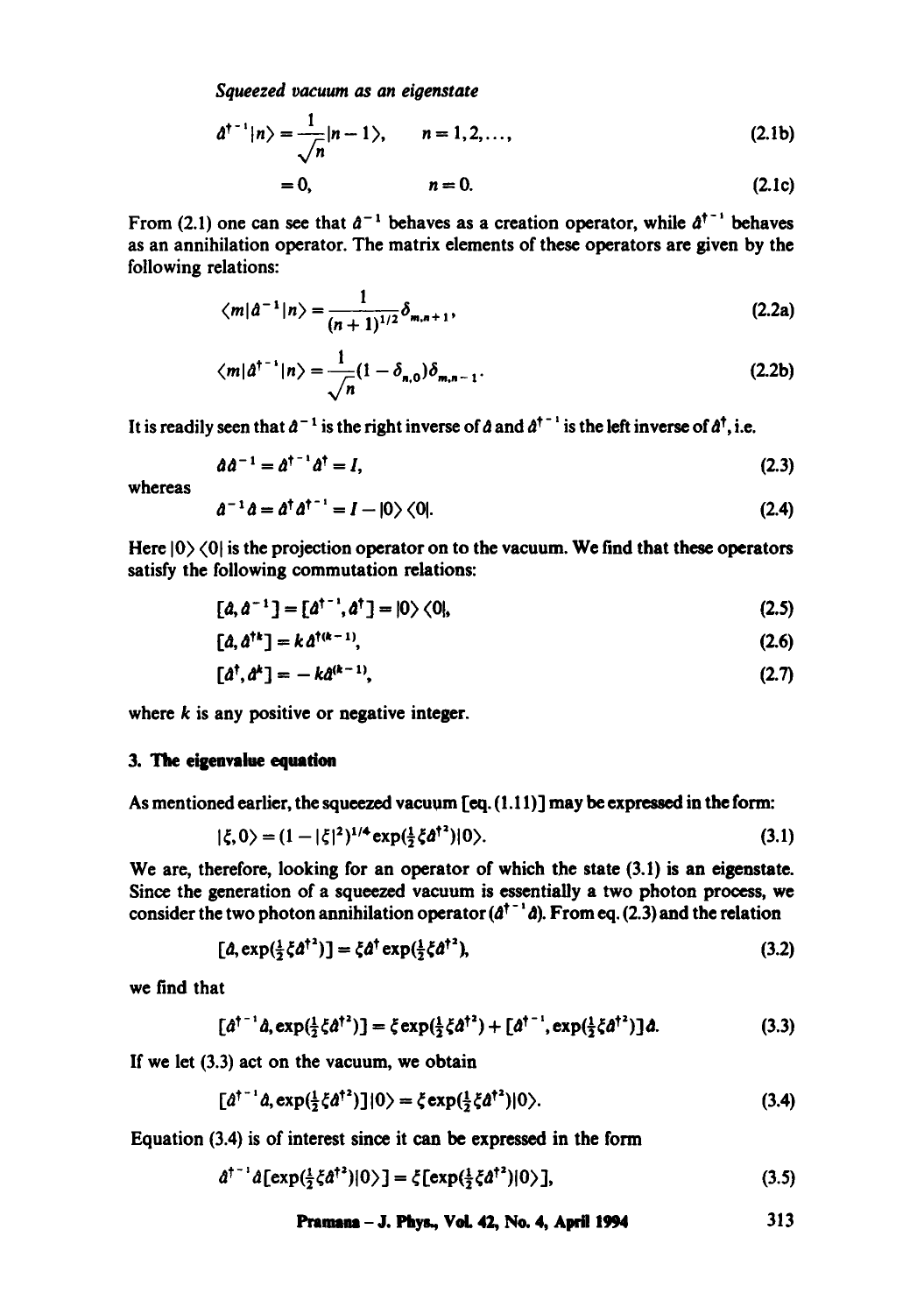*Squeezed vacuum as an eigenstate*

$$\hat{a}^{\dagger^{-1}}|n\rangle = \frac{1}{\sqrt{n}}|n-1\rangle, \qquad n = 1, 2, \ldots, \tag{2.1b}$$

$$= 0, \qquad\qquad n = 0. \tag{2.1c}$$

From (2.1) one can see that $\hat{a}^{-1}$ behaves as a creation operator, while $\hat{a}^{\dagger^{-1}}$ behaves as an annihilation operator. The matrix elements of these operators are given by the following relations:

$$\langle m|\hat{a}^{-1}|n\rangle = \frac{1}{(n+1)^{1/2}}\delta_{m,n+1}, \tag{2.2a}$$

$$\langle m|\hat{a}^{\dagger^{-1}}|n\rangle = \frac{1}{\sqrt{n}}(1-\delta_{n,0})\delta_{m,n-1}. \tag{2.2b}$$

It is readily seen that $\hat{a}^{-1}$ is the right inverse of $\hat{a}$ and $\hat{a}^{\dagger^{-1}}$ is the left inverse of $\hat{a}^{\dagger}$, i.e.

$$\hat{a}\hat{a}^{-1} = \hat{a}^{\dagger^{-1}}\hat{a}^{\dagger} = I, \tag{2.3}$$

whereas

$$\hat{a}^{-1}\hat{a} = \hat{a}^{\dagger}\hat{a}^{\dagger^{-1}} = I - |0\rangle\langle 0|. \tag{2.4}$$

Here $|0\rangle\langle 0|$ is the projection operator on to the vacuum. We find that these operators satisfy the following commutation relations:

$$[\hat{a}, \hat{a}^{-1}] = [\hat{a}^{\dagger^{-1}}, \hat{a}^{\dagger}] = |0\rangle\langle 0|, \tag{2.5}$$

$$[\hat{a}, \hat{a}^{\dagger k}] = k\hat{a}^{\dagger(k-1)}, \tag{2.6}$$

$$[\hat{a}^{\dagger}, \hat{a}^{k}] = -k\hat{a}^{(k-1)}, \tag{2.7}$$

where $k$ is any positive or negative integer.

## 3. The eigenvalue equation

As mentioned earlier, the squeezed vacuum [eq. (1.11)] may be expressed in the form:

$$|\xi, 0\rangle = (1-|\xi|^2)^{1/4}\exp(\tfrac{1}{2}\xi\hat{a}^{\dagger 2})|0\rangle. \tag{3.1}$$

We are, therefore, looking for an operator of which the state (3.1) is an eigenstate. Since the generation of a squeezed vacuum is essentially a two photon process, we consider the two photon annihilation operator $(\hat{a}^{\dagger^{-1}}\hat{a})$. From eq. (2.3) and the relation

$$[\hat{a}, \exp(\tfrac{1}{2}\xi\hat{a}^{\dagger 2})] = \xi\hat{a}^{\dagger}\exp(\tfrac{1}{2}\xi\hat{a}^{\dagger 2}), \tag{3.2}$$

we find that

$$[\hat{a}^{\dagger^{-1}}\hat{a}, \exp(\tfrac{1}{2}\xi\hat{a}^{\dagger 2})] = \xi\exp(\tfrac{1}{2}\xi\hat{a}^{\dagger 2}) + [\hat{a}^{\dagger^{-1}}, \exp(\tfrac{1}{2}\xi\hat{a}^{\dagger 2})]\hat{a}. \tag{3.3}$$

If we let (3.3) act on the vacuum, we obtain

$$[\hat{a}^{\dagger^{-1}}\hat{a}, \exp(\tfrac{1}{2}\xi\hat{a}^{\dagger 2})]|0\rangle = \xi\exp(\tfrac{1}{2}\xi\hat{a}^{\dagger 2})|0\rangle. \tag{3.4}$$

Equation (3.4) is of interest since it can be expressed in the form

$$\hat{a}^{\dagger^{-1}}\hat{a}[\exp(\tfrac{1}{2}\xi\hat{a}^{\dagger 2})|0\rangle] = \xi[\exp(\tfrac{1}{2}\xi\hat{a}^{\dagger 2})|0\rangle], \tag{3.5}$$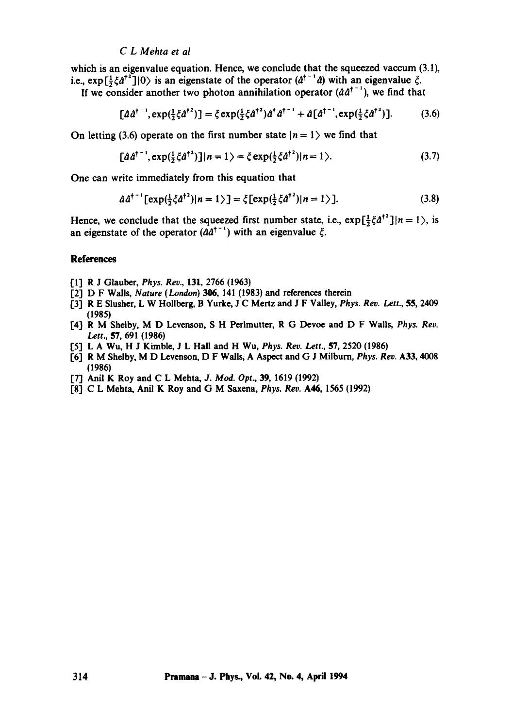which is an eigenvalue equation. Hence, we conclude that the squeezed vaccum (3.1), i.e., $\exp[\frac{1}{2}\xi\hat{a}^{\dagger 2}]|0\rangle$ is an eigenstate of the operator $(\hat{a}^{\dagger^{-1}}\hat{a})$ with an eigenvalue $\xi$.

If we consider another two photon annihilation operator $(\hat{a}\hat{a}^{\dagger^{-1}})$, we find that

$$[\hat{a}\hat{a}^{\dagger^{-1}}, \exp(\tfrac{1}{2}\xi\hat{a}^{\dagger 2})] = \xi\exp(\tfrac{1}{2}\xi\hat{a}^{\dagger 2})\hat{a}^{\dagger}\hat{a}^{\dagger^{-1}} + \hat{a}[\hat{a}^{\dagger^{-1}}, \exp(\tfrac{1}{2}\xi\hat{a}^{\dagger 2})]. \tag{3.6}$$

On letting (3.6) operate on the first number state $|n=1\rangle$ we find that

$$[\hat{a}\hat{a}^{\dagger^{-1}}, \exp(\tfrac{1}{2}\xi\hat{a}^{\dagger 2})]|n=1\rangle = \xi\exp(\tfrac{1}{2}\xi\hat{a}^{\dagger 2})|n=1\rangle. \tag{3.7}$$

One can write immediately from this equation that

$$\hat{a}\hat{a}^{\dagger^{-1}}[\exp(\tfrac{1}{2}\xi\hat{a}^{\dagger 2})|n=1\rangle] = \xi[\exp(\tfrac{1}{2}\xi\hat{a}^{\dagger 2})|n=1\rangle]. \tag{3.8}$$

Hence, we conclude that the squeezed first number state, i.e., $\exp[\frac{1}{2}\xi\hat{a}^{\dagger 2}]|n=1\rangle$, is an eigenstate of the operator $(\hat{a}\hat{a}^{\dagger^{-1}})$ with an eigenvalue $\xi$.

## References

[1] R J Glauber, *Phys. Rev.*, **131**, 2766 (1963)

[2] D F Walls, *Nature (London)* **306**, 141 (1983) and references therein

[3] R E Slusher, L W Hollberg, B Yurke, J C Mertz and J F Valley, *Phys. Rev. Lett.*, **55**, 2409 (1985)

[4] R M Shelby, M D Levenson, S H Perlmutter, R G Devoe and D F Walls, *Phys. Rev. Lett.*, **57**, 691 (1986)

[5] L A Wu, H J Kimble, J L Hall and H Wu, *Phys. Rev. Lett.*, **57**, 2520 (1986)

[6] R M Shelby, M D Levenson, D F Walls, A Aspect and G J Milburn, *Phys. Rev.* **A33**, 4008 (1986)

[7] Anil K Roy and C L Mehta, *J. Mod. Opt.*, **39**, 1619 (1992)

[8] C L Mehta, Anil K Roy and G M Saxena, *Phys. Rev.* **A46**, 1565 (1992)